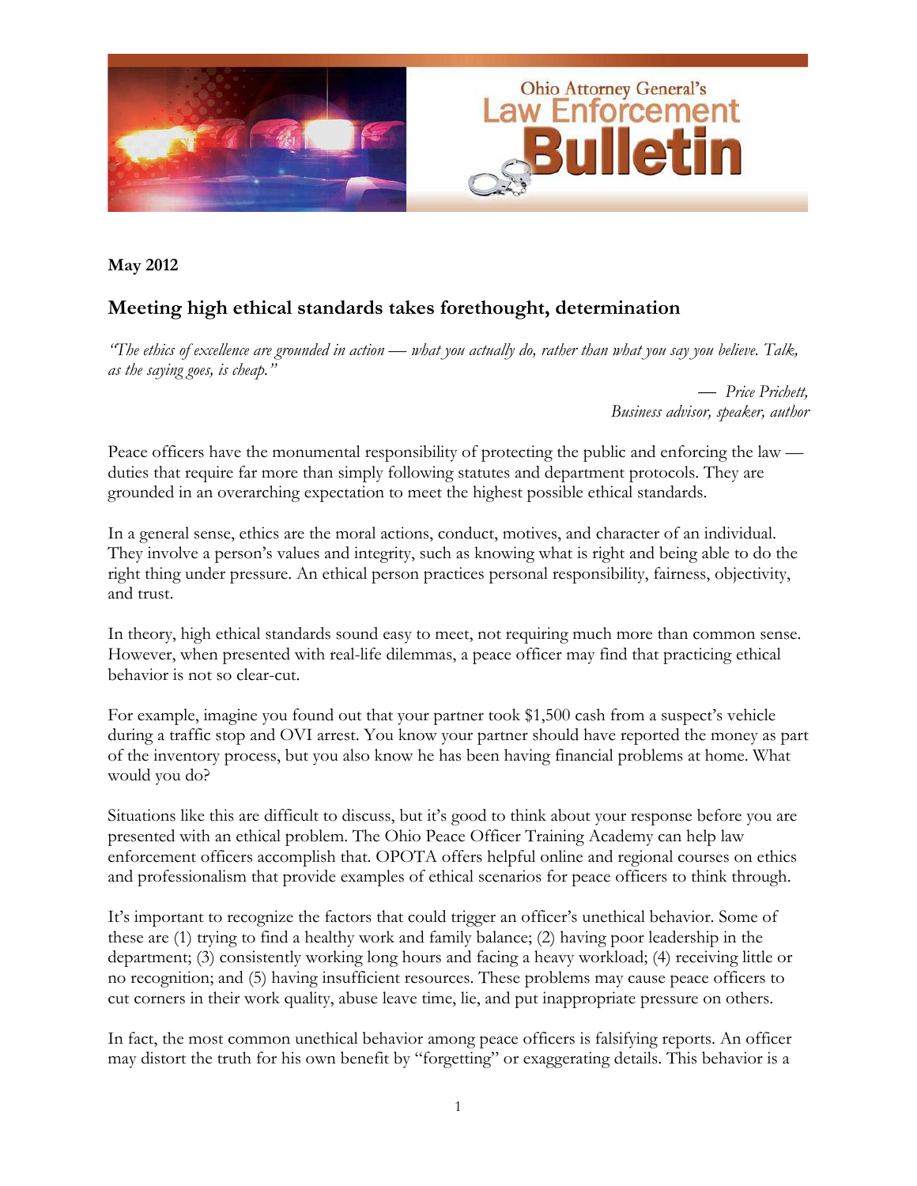**May 2012**

## Meeting high ethical standards takes forethought, determination

*"The ethics of excellence are grounded in action — what you actually do, rather than what you say you believe. Talk, as the saying goes, is cheap."*

*— Price Prichett,*
*Business advisor, speaker, author*

Peace officers have the monumental responsibility of protecting the public and enforcing the law — duties that require far more than simply following statutes and department protocols. They are grounded in an overarching expectation to meet the highest possible ethical standards.

In a general sense, ethics are the moral actions, conduct, motives, and character of an individual. They involve a person's values and integrity, such as knowing what is right and being able to do the right thing under pressure. An ethical person practices personal responsibility, fairness, objectivity, and trust.

In theory, high ethical standards sound easy to meet, not requiring much more than common sense. However, when presented with real-life dilemmas, a peace officer may find that practicing ethical behavior is not so clear-cut.

For example, imagine you found out that your partner took $1,500 cash from a suspect's vehicle during a traffic stop and OVI arrest. You know your partner should have reported the money as part of the inventory process, but you also know he has been having financial problems at home. What would you do?

Situations like this are difficult to discuss, but it's good to think about your response before you are presented with an ethical problem. The Ohio Peace Officer Training Academy can help law enforcement officers accomplish that. OPOTA offers helpful online and regional courses on ethics and professionalism that provide examples of ethical scenarios for peace officers to think through.

It's important to recognize the factors that could trigger an officer's unethical behavior. Some of these are (1) trying to find a healthy work and family balance; (2) having poor leadership in the department; (3) consistently working long hours and facing a heavy workload; (4) receiving little or no recognition; and (5) having insufficient resources. These problems may cause peace officers to cut corners in their work quality, abuse leave time, lie, and put inappropriate pressure on others.

In fact, the most common unethical behavior among peace officers is falsifying reports. An officer may distort the truth for his own benefit by "forgetting" or exaggerating details. This behavior is a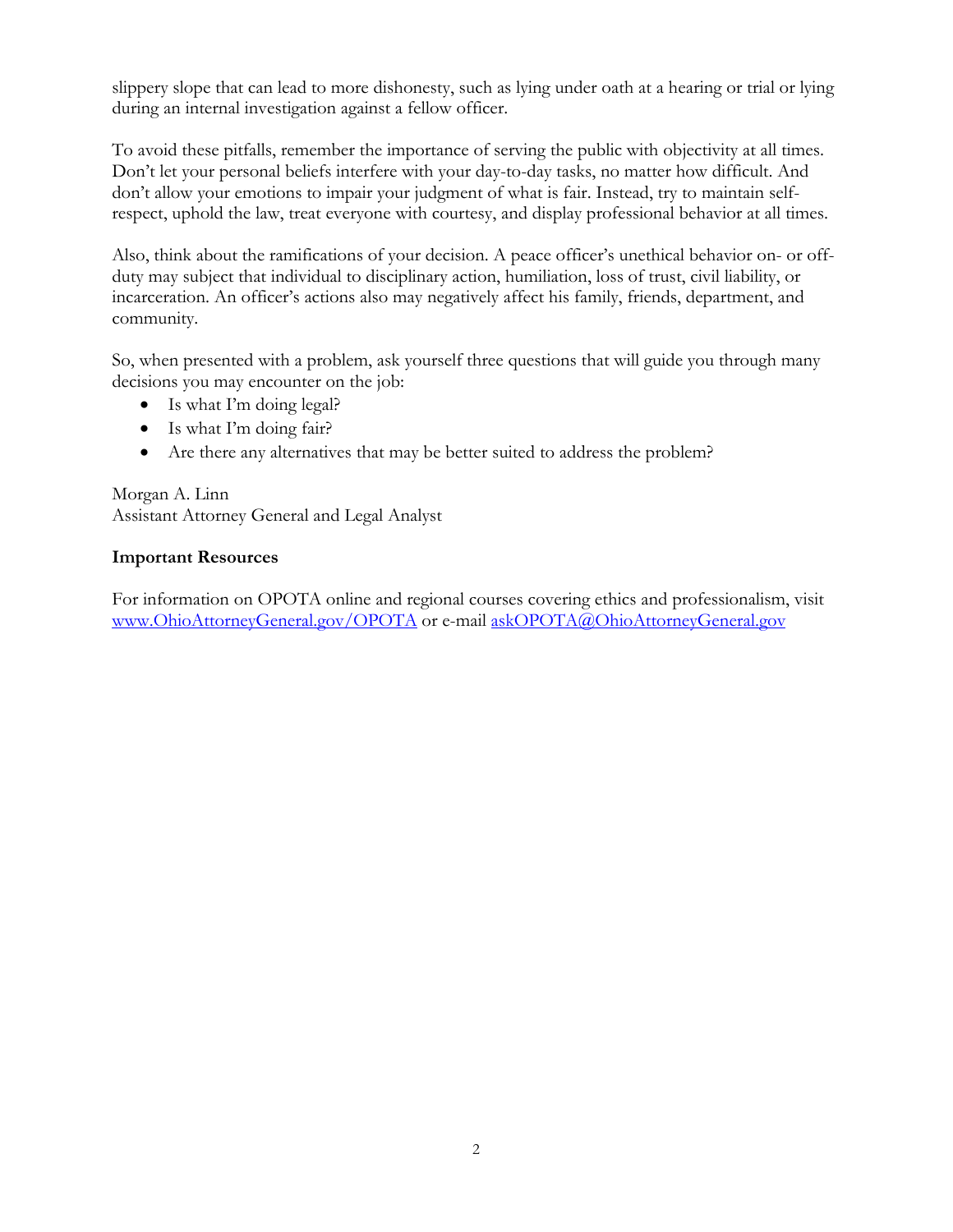slippery slope that can lead to more dishonesty, such as lying under oath at a hearing or trial or lying during an internal investigation against a fellow officer.

To avoid these pitfalls, remember the importance of serving the public with objectivity at all times. Don't let your personal beliefs interfere with your day-to-day tasks, no matter how difficult. And don't allow your emotions to impair your judgment of what is fair. Instead, try to maintain self-respect, uphold the law, treat everyone with courtesy, and display professional behavior at all times.

Also, think about the ramifications of your decision. A peace officer's unethical behavior on- or off-duty may subject that individual to disciplinary action, humiliation, loss of trust, civil liability, or incarceration. An officer's actions also may negatively affect his family, friends, department, and community.

So, when presented with a problem, ask yourself three questions that will guide you through many decisions you may encounter on the job:

- Is what I'm doing legal?
- Is what I'm doing fair?
- Are there any alternatives that may be better suited to address the problem?

Morgan A. Linn
Assistant Attorney General and Legal Analyst

**Important Resources**

For information on OPOTA online and regional courses covering ethics and professionalism, visit [www.OhioAttorneyGeneral.gov/OPOTA](http://www.OhioAttorneyGeneral.gov/OPOTA) or e-mail [askOPOTA@OhioAttorneyGeneral.gov](mailto:askOPOTA@OhioAttorneyGeneral.gov)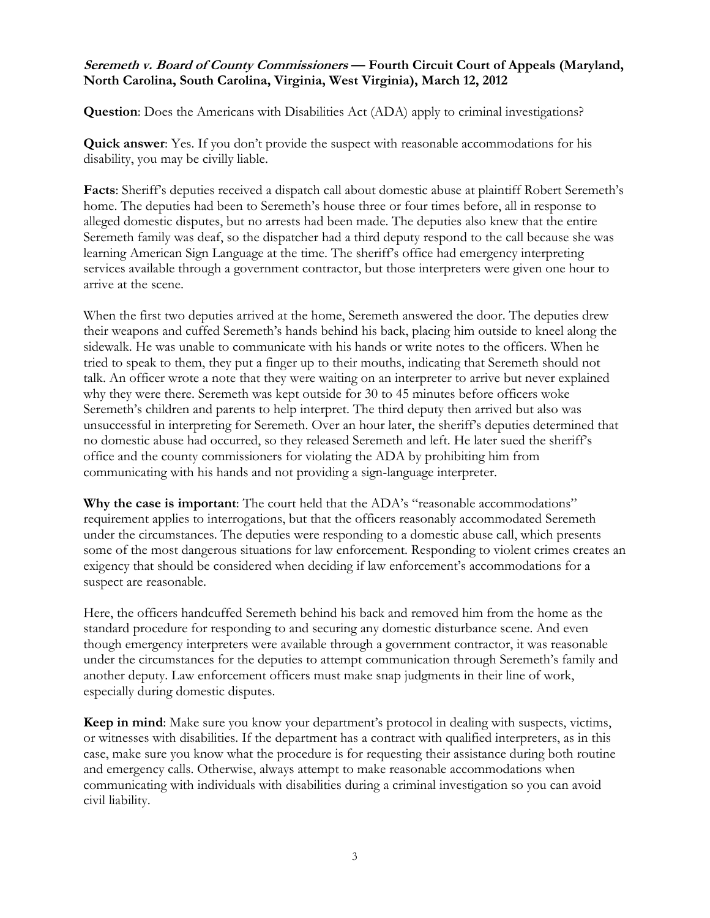***Seremeth v. Board of County Commissioners* — Fourth Circuit Court of Appeals (Maryland, North Carolina, South Carolina, Virginia, West Virginia), March 12, 2012**

**Question**: Does the Americans with Disabilities Act (ADA) apply to criminal investigations?

**Quick answer**: Yes. If you don't provide the suspect with reasonable accommodations for his disability, you may be civilly liable.

**Facts**: Sheriff's deputies received a dispatch call about domestic abuse at plaintiff Robert Seremeth's home. The deputies had been to Seremeth's house three or four times before, all in response to alleged domestic disputes, but no arrests had been made. The deputies also knew that the entire Seremeth family was deaf, so the dispatcher had a third deputy respond to the call because she was learning American Sign Language at the time. The sheriff's office had emergency interpreting services available through a government contractor, but those interpreters were given one hour to arrive at the scene.

When the first two deputies arrived at the home, Seremeth answered the door. The deputies drew their weapons and cuffed Seremeth's hands behind his back, placing him outside to kneel along the sidewalk. He was unable to communicate with his hands or write notes to the officers. When he tried to speak to them, they put a finger up to their mouths, indicating that Seremeth should not talk. An officer wrote a note that they were waiting on an interpreter to arrive but never explained why they were there. Seremeth was kept outside for 30 to 45 minutes before officers woke Seremeth's children and parents to help interpret. The third deputy then arrived but also was unsuccessful in interpreting for Seremeth. Over an hour later, the sheriff's deputies determined that no domestic abuse had occurred, so they released Seremeth and left. He later sued the sheriff's office and the county commissioners for violating the ADA by prohibiting him from communicating with his hands and not providing a sign-language interpreter.

**Why the case is important**: The court held that the ADA's "reasonable accommodations" requirement applies to interrogations, but that the officers reasonably accommodated Seremeth under the circumstances. The deputies were responding to a domestic abuse call, which presents some of the most dangerous situations for law enforcement. Responding to violent crimes creates an exigency that should be considered when deciding if law enforcement's accommodations for a suspect are reasonable.

Here, the officers handcuffed Seremeth behind his back and removed him from the home as the standard procedure for responding to and securing any domestic disturbance scene. And even though emergency interpreters were available through a government contractor, it was reasonable under the circumstances for the deputies to attempt communication through Seremeth's family and another deputy. Law enforcement officers must make snap judgments in their line of work, especially during domestic disputes.

**Keep in mind**: Make sure you know your department's protocol in dealing with suspects, victims, or witnesses with disabilities. If the department has a contract with qualified interpreters, as in this case, make sure you know what the procedure is for requesting their assistance during both routine and emergency calls. Otherwise, always attempt to make reasonable accommodations when communicating with individuals with disabilities during a criminal investigation so you can avoid civil liability.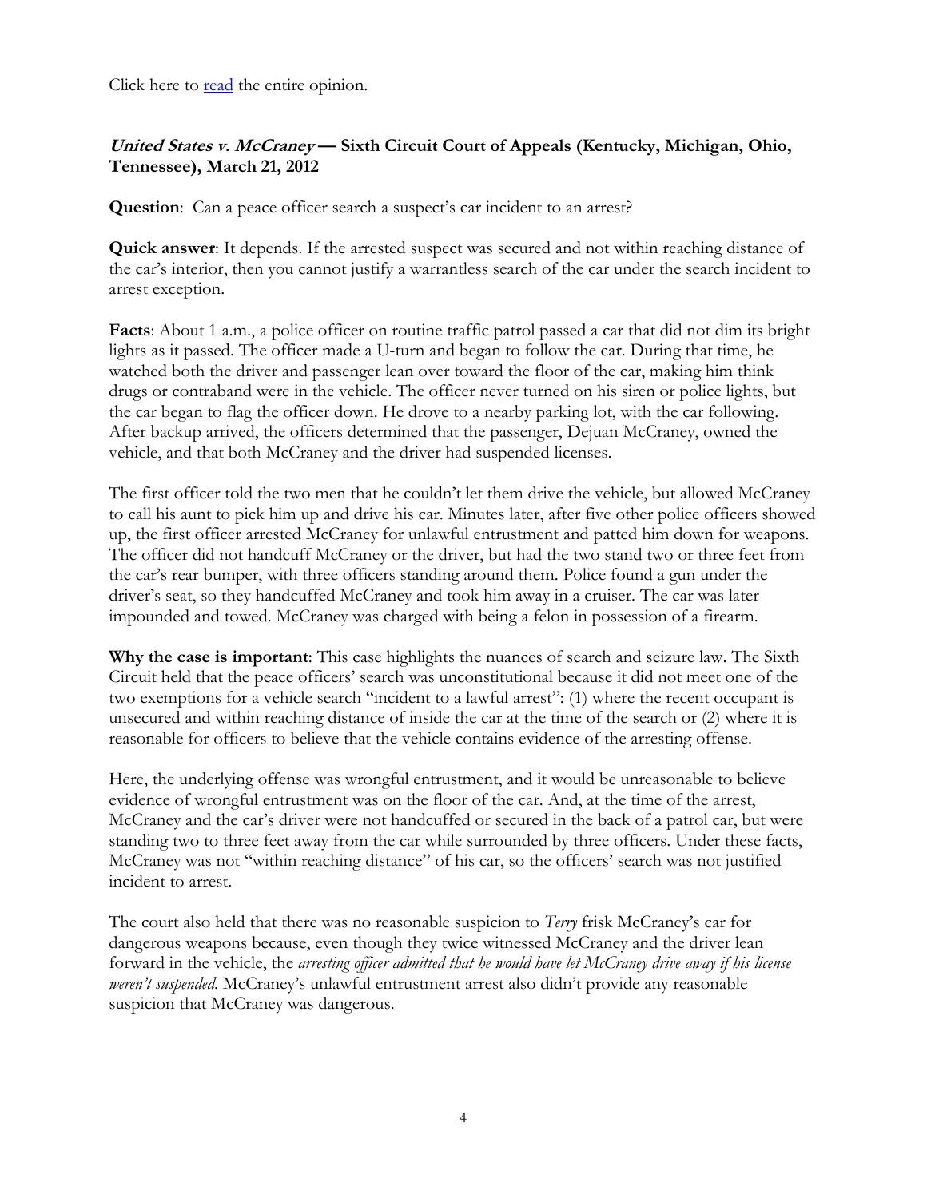Click here to [read]() the entire opinion.

### *United States v. McCraney* — Sixth Circuit Court of Appeals (Kentucky, Michigan, Ohio, Tennessee), March 21, 2012

**Question**: Can a peace officer search a suspect's car incident to an arrest?

**Quick answer**: It depends. If the arrested suspect was secured and not within reaching distance of the car's interior, then you cannot justify a warrantless search of the car under the search incident to arrest exception.

**Facts**: About 1 a.m., a police officer on routine traffic patrol passed a car that did not dim its bright lights as it passed. The officer made a U-turn and began to follow the car. During that time, he watched both the driver and passenger lean over toward the floor of the car, making him think drugs or contraband were in the vehicle. The officer never turned on his siren or police lights, but the car began to flag the officer down. He drove to a nearby parking lot, with the car following. After backup arrived, the officers determined that the passenger, Dejuan McCraney, owned the vehicle, and that both McCraney and the driver had suspended licenses.

The first officer told the two men that he couldn't let them drive the vehicle, but allowed McCraney to call his aunt to pick him up and drive his car. Minutes later, after five other police officers showed up, the first officer arrested McCraney for unlawful entrustment and patted him down for weapons. The officer did not handcuff McCraney or the driver, but had the two stand two or three feet from the car's rear bumper, with three officers standing around them. Police found a gun under the driver's seat, so they handcuffed McCraney and took him away in a cruiser. The car was later impounded and towed. McCraney was charged with being a felon in possession of a firearm.

**Why the case is important**: This case highlights the nuances of search and seizure law. The Sixth Circuit held that the peace officers' search was unconstitutional because it did not meet one of the two exemptions for a vehicle search "incident to a lawful arrest": (1) where the recent occupant is unsecured and within reaching distance of inside the car at the time of the search or (2) where it is reasonable for officers to believe that the vehicle contains evidence of the arresting offense.

Here, the underlying offense was wrongful entrustment, and it would be unreasonable to believe evidence of wrongful entrustment was on the floor of the car. And, at the time of the arrest, McCraney and the car's driver were not handcuffed or secured in the back of a patrol car, but were standing two to three feet away from the car while surrounded by three officers. Under these facts, McCraney was not "within reaching distance" of his car, so the officers' search was not justified incident to arrest.

The court also held that there was no reasonable suspicion to *Terry* frisk McCraney's car for dangerous weapons because, even though they twice witnessed McCraney and the driver lean forward in the vehicle, the *arresting officer admitted that he would have let McCraney drive away if his license weren't suspended.* McCraney's unlawful entrustment arrest also didn't provide any reasonable suspicion that McCraney was dangerous.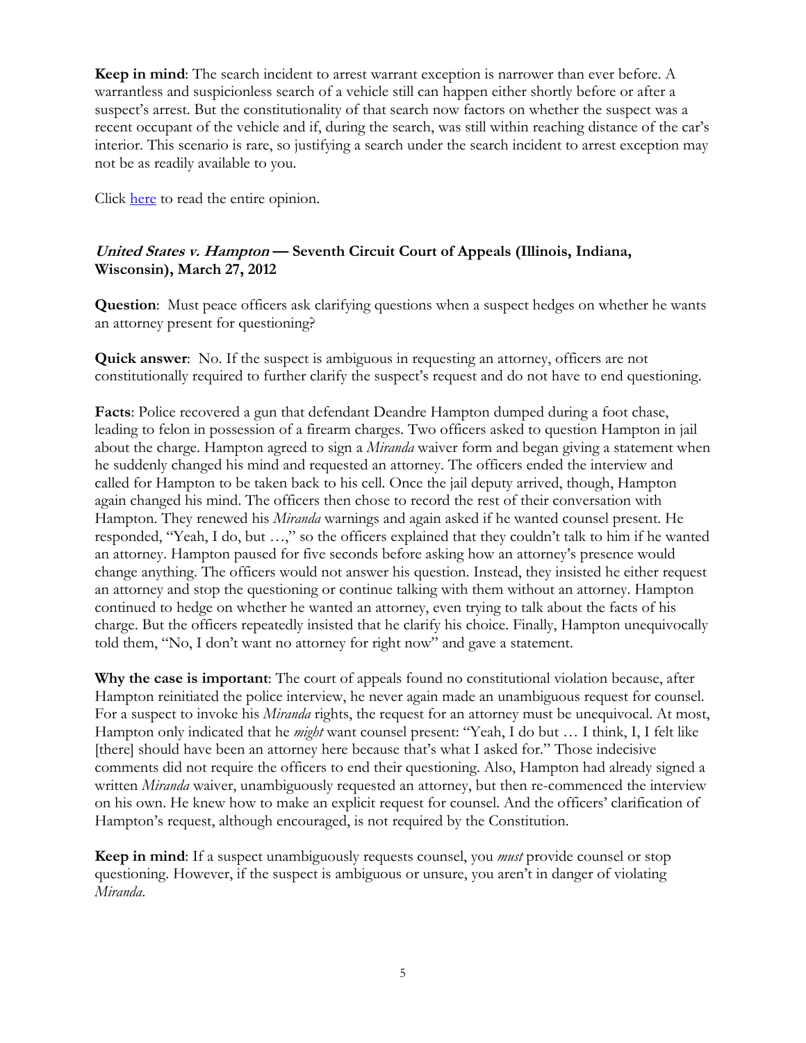**Keep in mind**: The search incident to arrest warrant exception is narrower than ever before. A warrantless and suspicionless search of a vehicle still can happen either shortly before or after a suspect's arrest. But the constitutionality of that search now factors on whether the suspect was a recent occupant of the vehicle and if, during the search, was still within reaching distance of the car's interior. This scenario is rare, so justifying a search under the search incident to arrest exception may not be as readily available to you.

Click here to read the entire opinion.

### *United States v. Hampton* — Seventh Circuit Court of Appeals (Illinois, Indiana, Wisconsin), March 27, 2012

**Question**: Must peace officers ask clarifying questions when a suspect hedges on whether he wants an attorney present for questioning?

**Quick answer**: No. If the suspect is ambiguous in requesting an attorney, officers are not constitutionally required to further clarify the suspect's request and do not have to end questioning.

**Facts**: Police recovered a gun that defendant Deandre Hampton dumped during a foot chase, leading to felon in possession of a firearm charges. Two officers asked to question Hampton in jail about the charge. Hampton agreed to sign a *Miranda* waiver form and began giving a statement when he suddenly changed his mind and requested an attorney. The officers ended the interview and called for Hampton to be taken back to his cell. Once the jail deputy arrived, though, Hampton again changed his mind. The officers then chose to record the rest of their conversation with Hampton. They renewed his *Miranda* warnings and again asked if he wanted counsel present. He responded, "Yeah, I do, but …," so the officers explained that they couldn't talk to him if he wanted an attorney. Hampton paused for five seconds before asking how an attorney's presence would change anything. The officers would not answer his question. Instead, they insisted he either request an attorney and stop the questioning or continue talking with them without an attorney. Hampton continued to hedge on whether he wanted an attorney, even trying to talk about the facts of his charge. But the officers repeatedly insisted that he clarify his choice. Finally, Hampton unequivocally told them, "No, I don't want no attorney for right now" and gave a statement.

**Why the case is important**: The court of appeals found no constitutional violation because, after Hampton reinitiated the police interview, he never again made an unambiguous request for counsel. For a suspect to invoke his *Miranda* rights, the request for an attorney must be unequivocal. At most, Hampton only indicated that he *might* want counsel present: "Yeah, I do but … I think, I, I felt like [there] should have been an attorney here because that's what I asked for." Those indecisive comments did not require the officers to end their questioning. Also, Hampton had already signed a written *Miranda* waiver, unambiguously requested an attorney, but then re-commenced the interview on his own. He knew how to make an explicit request for counsel. And the officers' clarification of Hampton's request, although encouraged, is not required by the Constitution.

**Keep in mind**: If a suspect unambiguously requests counsel, you *must* provide counsel or stop questioning. However, if the suspect is ambiguous or unsure, you aren't in danger of violating *Miranda*.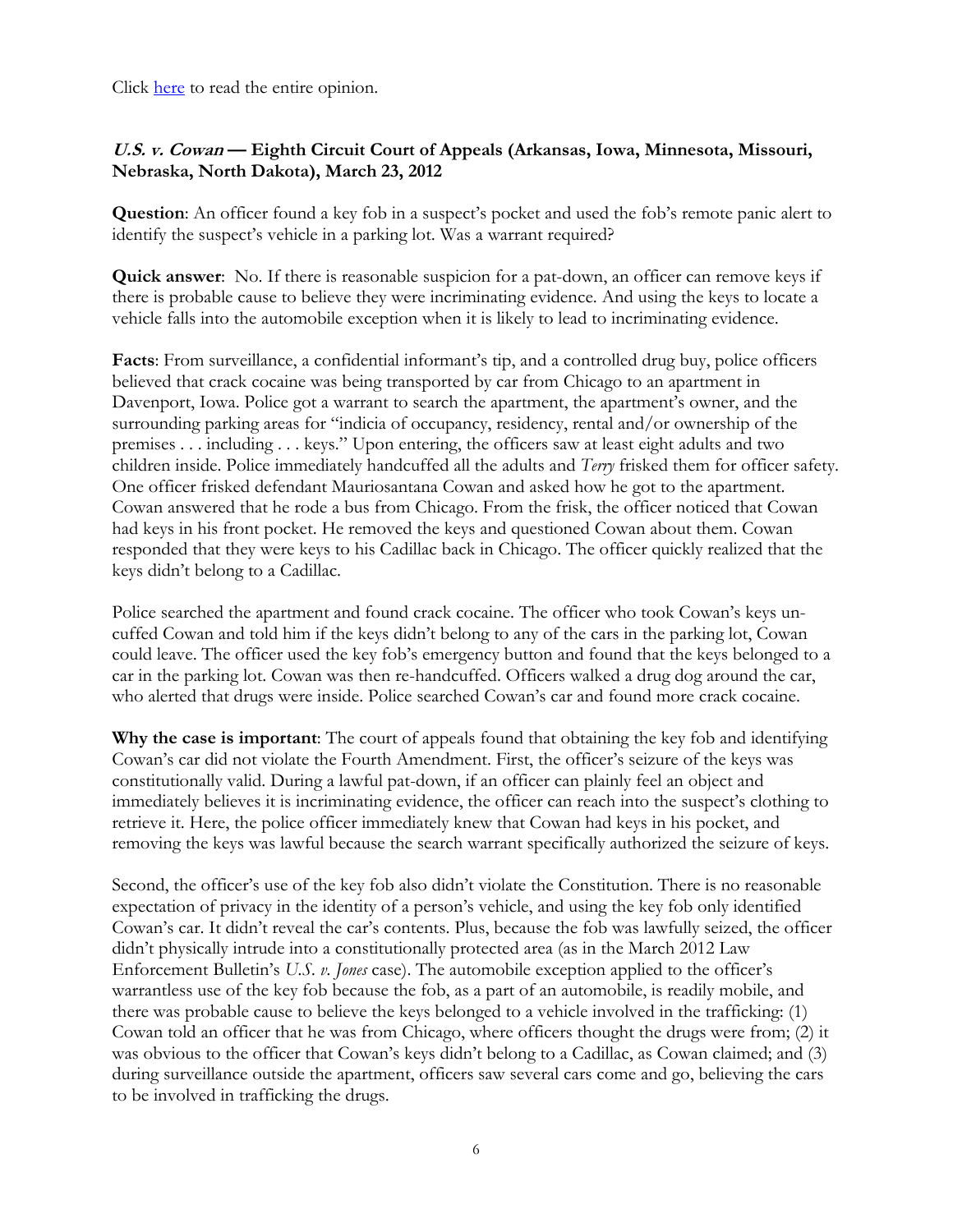Click here to read the entire opinion.

### *U.S. v. Cowan* — Eighth Circuit Court of Appeals (Arkansas, Iowa, Minnesota, Missouri, Nebraska, North Dakota), March 23, 2012

**Question**: An officer found a key fob in a suspect's pocket and used the fob's remote panic alert to identify the suspect's vehicle in a parking lot. Was a warrant required?

**Quick answer**: No. If there is reasonable suspicion for a pat-down, an officer can remove keys if there is probable cause to believe they were incriminating evidence. And using the keys to locate a vehicle falls into the automobile exception when it is likely to lead to incriminating evidence.

**Facts**: From surveillance, a confidential informant's tip, and a controlled drug buy, police officers believed that crack cocaine was being transported by car from Chicago to an apartment in Davenport, Iowa. Police got a warrant to search the apartment, the apartment's owner, and the surrounding parking areas for "indicia of occupancy, residency, rental and/or ownership of the premises . . . including . . . keys." Upon entering, the officers saw at least eight adults and two children inside. Police immediately handcuffed all the adults and *Terry* frisked them for officer safety. One officer frisked defendant Mauriosantana Cowan and asked how he got to the apartment. Cowan answered that he rode a bus from Chicago. From the frisk, the officer noticed that Cowan had keys in his front pocket. He removed the keys and questioned Cowan about them. Cowan responded that they were keys to his Cadillac back in Chicago. The officer quickly realized that the keys didn't belong to a Cadillac.

Police searched the apartment and found crack cocaine. The officer who took Cowan's keys uncuffed Cowan and told him if the keys didn't belong to any of the cars in the parking lot, Cowan could leave. The officer used the key fob's emergency button and found that the keys belonged to a car in the parking lot. Cowan was then re-handcuffed. Officers walked a drug dog around the car, who alerted that drugs were inside. Police searched Cowan's car and found more crack cocaine.

**Why the case is important**: The court of appeals found that obtaining the key fob and identifying Cowan's car did not violate the Fourth Amendment. First, the officer's seizure of the keys was constitutionally valid. During a lawful pat-down, if an officer can plainly feel an object and immediately believes it is incriminating evidence, the officer can reach into the suspect's clothing to retrieve it. Here, the police officer immediately knew that Cowan had keys in his pocket, and removing the keys was lawful because the search warrant specifically authorized the seizure of keys.

Second, the officer's use of the key fob also didn't violate the Constitution. There is no reasonable expectation of privacy in the identity of a person's vehicle, and using the key fob only identified Cowan's car. It didn't reveal the car's contents. Plus, because the fob was lawfully seized, the officer didn't physically intrude into a constitutionally protected area (as in the March 2012 Law Enforcement Bulletin's *U.S. v. Jones* case). The automobile exception applied to the officer's warrantless use of the key fob because the fob, as a part of an automobile, is readily mobile, and there was probable cause to believe the keys belonged to a vehicle involved in the trafficking: (1) Cowan told an officer that he was from Chicago, where officers thought the drugs were from; (2) it was obvious to the officer that Cowan's keys didn't belong to a Cadillac, as Cowan claimed; and (3) during surveillance outside the apartment, officers saw several cars come and go, believing the cars to be involved in trafficking the drugs.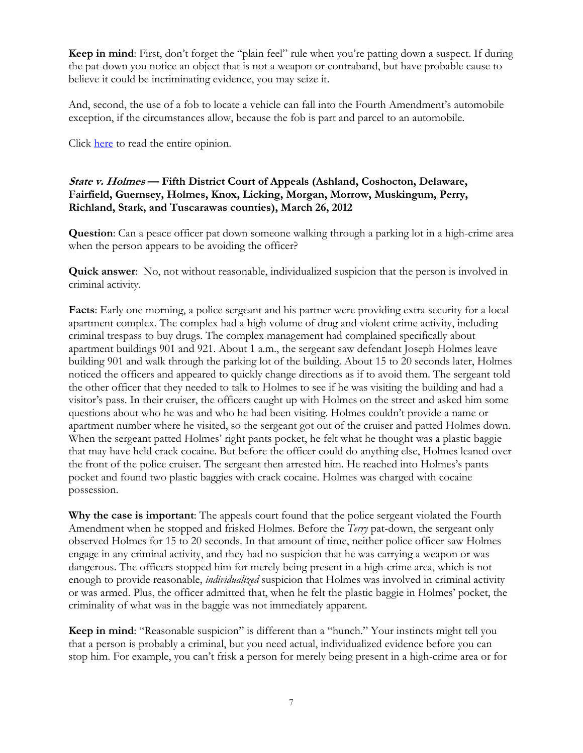**Keep in mind**: First, don't forget the "plain feel" rule when you're patting down a suspect. If during the pat-down you notice an object that is not a weapon or contraband, but have probable cause to believe it could be incriminating evidence, you may seize it.

And, second, the use of a fob to locate a vehicle can fall into the Fourth Amendment's automobile exception, if the circumstances allow, because the fob is part and parcel to an automobile.

Click here to read the entire opinion.

### ***State v. Holmes*** — Fifth District Court of Appeals (Ashland, Coshocton, Delaware, Fairfield, Guernsey, Holmes, Knox, Licking, Morgan, Morrow, Muskingum, Perry, Richland, Stark, and Tuscarawas counties), March 26, 2012

**Question**: Can a peace officer pat down someone walking through a parking lot in a high-crime area when the person appears to be avoiding the officer?

**Quick answer**: No, not without reasonable, individualized suspicion that the person is involved in criminal activity.

**Facts**: Early one morning, a police sergeant and his partner were providing extra security for a local apartment complex. The complex had a high volume of drug and violent crime activity, including criminal trespass to buy drugs. The complex management had complained specifically about apartment buildings 901 and 921. About 1 a.m., the sergeant saw defendant Joseph Holmes leave building 901 and walk through the parking lot of the building. About 15 to 20 seconds later, Holmes noticed the officers and appeared to quickly change directions as if to avoid them. The sergeant told the other officer that they needed to talk to Holmes to see if he was visiting the building and had a visitor's pass. In their cruiser, the officers caught up with Holmes on the street and asked him some questions about who he was and who he had been visiting. Holmes couldn't provide a name or apartment number where he visited, so the sergeant got out of the cruiser and patted Holmes down. When the sergeant patted Holmes' right pants pocket, he felt what he thought was a plastic baggie that may have held crack cocaine. But before the officer could do anything else, Holmes leaned over the front of the police cruiser. The sergeant then arrested him. He reached into Holmes's pants pocket and found two plastic baggies with crack cocaine. Holmes was charged with cocaine possession.

**Why the case is important**: The appeals court found that the police sergeant violated the Fourth Amendment when he stopped and frisked Holmes. Before the *Terry* pat-down, the sergeant only observed Holmes for 15 to 20 seconds. In that amount of time, neither police officer saw Holmes engage in any criminal activity, and they had no suspicion that he was carrying a weapon or was dangerous. The officers stopped him for merely being present in a high-crime area, which is not enough to provide reasonable, *individualized* suspicion that Holmes was involved in criminal activity or was armed. Plus, the officer admitted that, when he felt the plastic baggie in Holmes' pocket, the criminality of what was in the baggie was not immediately apparent.

**Keep in mind**: "Reasonable suspicion" is different than a "hunch." Your instincts might tell you that a person is probably a criminal, but you need actual, individualized evidence before you can stop him. For example, you can't frisk a person for merely being present in a high-crime area or for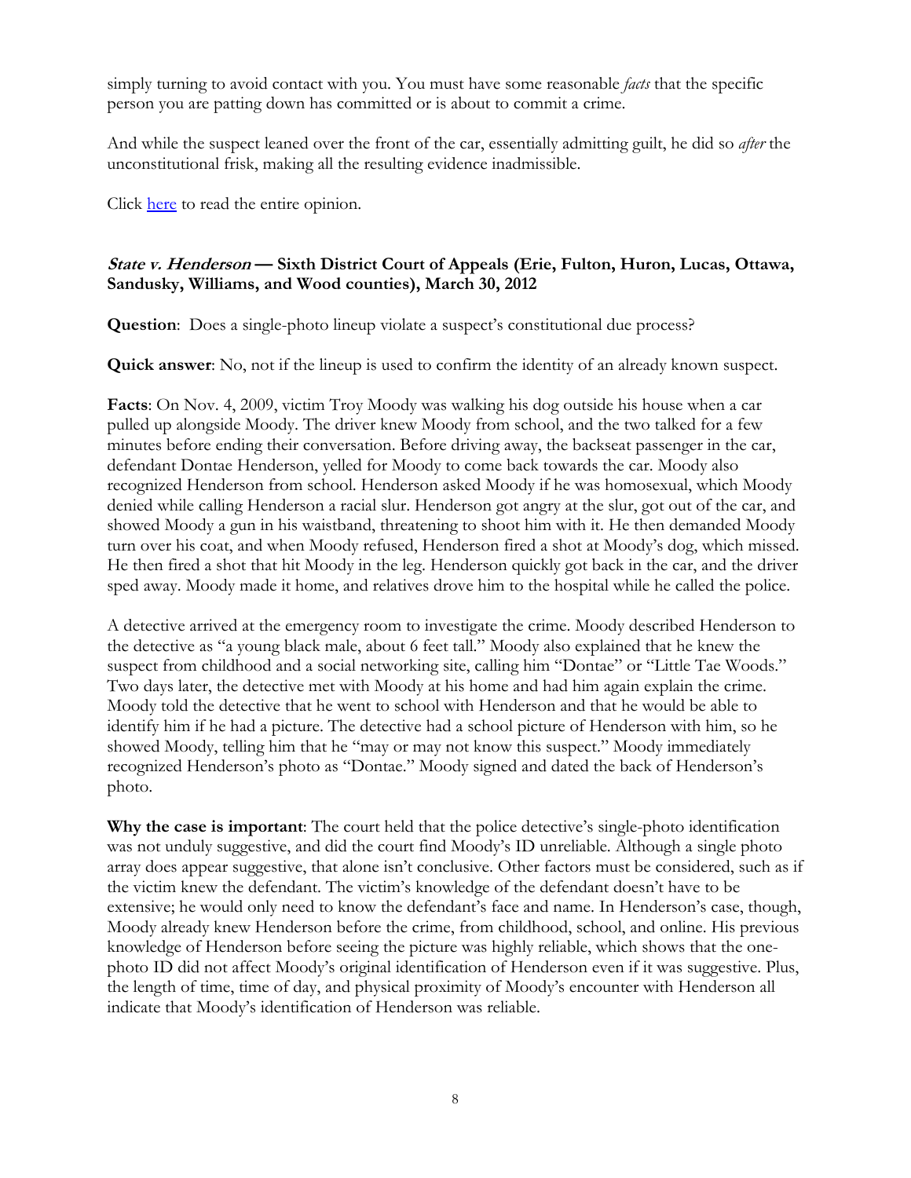simply turning to avoid contact with you. You must have some reasonable *facts* that the specific person you are patting down has committed or is about to commit a crime.

And while the suspect leaned over the front of the car, essentially admitting guilt, he did so *after* the unconstitutional frisk, making all the resulting evidence inadmissible.

Click [here]() to read the entire opinion.

### ***State v. Henderson*** **— Sixth District Court of Appeals (Erie, Fulton, Huron, Lucas, Ottawa, Sandusky, Williams, and Wood counties), March 30, 2012**

**Question**: Does a single-photo lineup violate a suspect's constitutional due process?

**Quick answer**: No, not if the lineup is used to confirm the identity of an already known suspect.

**Facts**: On Nov. 4, 2009, victim Troy Moody was walking his dog outside his house when a car pulled up alongside Moody. The driver knew Moody from school, and the two talked for a few minutes before ending their conversation. Before driving away, the backseat passenger in the car, defendant Dontae Henderson, yelled for Moody to come back towards the car. Moody also recognized Henderson from school. Henderson asked Moody if he was homosexual, which Moody denied while calling Henderson a racial slur. Henderson got angry at the slur, got out of the car, and showed Moody a gun in his waistband, threatening to shoot him with it. He then demanded Moody turn over his coat, and when Moody refused, Henderson fired a shot at Moody's dog, which missed. He then fired a shot that hit Moody in the leg. Henderson quickly got back in the car, and the driver sped away. Moody made it home, and relatives drove him to the hospital while he called the police.

A detective arrived at the emergency room to investigate the crime. Moody described Henderson to the detective as "a young black male, about 6 feet tall." Moody also explained that he knew the suspect from childhood and a social networking site, calling him "Dontae" or "Little Tae Woods." Two days later, the detective met with Moody at his home and had him again explain the crime. Moody told the detective that he went to school with Henderson and that he would be able to identify him if he had a picture. The detective had a school picture of Henderson with him, so he showed Moody, telling him that he "may or may not know this suspect." Moody immediately recognized Henderson's photo as "Dontae." Moody signed and dated the back of Henderson's photo.

**Why the case is important**: The court held that the police detective's single-photo identification was not unduly suggestive, and did the court find Moody's ID unreliable. Although a single photo array does appear suggestive, that alone isn't conclusive. Other factors must be considered, such as if the victim knew the defendant. The victim's knowledge of the defendant doesn't have to be extensive; he would only need to know the defendant's face and name. In Henderson's case, though, Moody already knew Henderson before the crime, from childhood, school, and online. His previous knowledge of Henderson before seeing the picture was highly reliable, which shows that the one-photo ID did not affect Moody's original identification of Henderson even if it was suggestive. Plus, the length of time, time of day, and physical proximity of Moody's encounter with Henderson all indicate that Moody's identification of Henderson was reliable.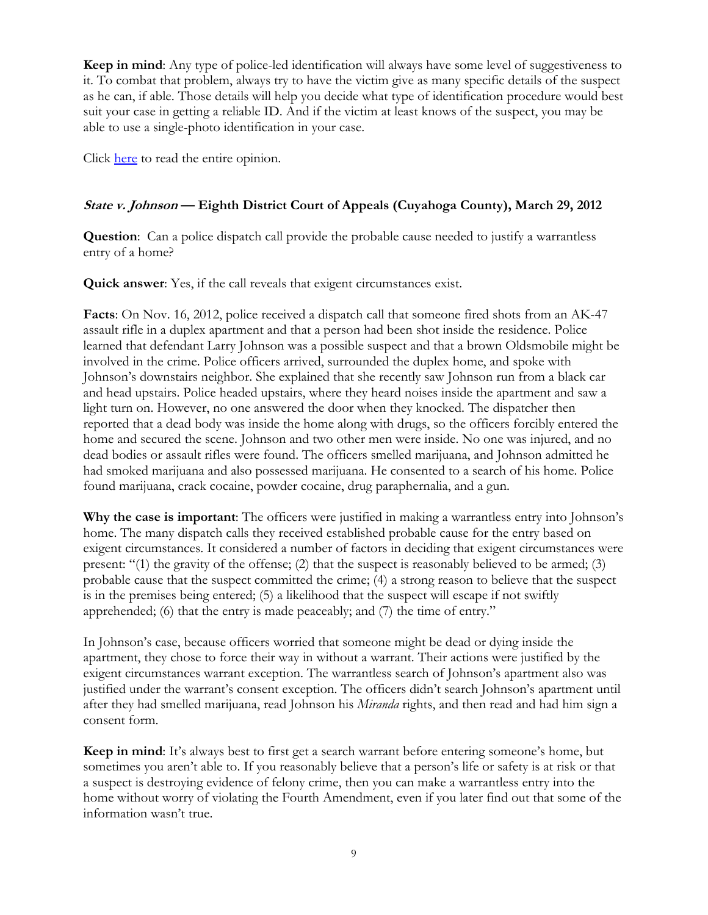**Keep in mind**: Any type of police-led identification will always have some level of suggestiveness to it. To combat that problem, always try to have the victim give as many specific details of the suspect as he can, if able. Those details will help you decide what type of identification procedure would best suit your case in getting a reliable ID. And if the victim at least knows of the suspect, you may be able to use a single-photo identification in your case.

Click here to read the entire opinion.

### *State v. Johnson* — Eighth District Court of Appeals (Cuyahoga County), March 29, 2012

**Question**: Can a police dispatch call provide the probable cause needed to justify a warrantless entry of a home?

**Quick answer**: Yes, if the call reveals that exigent circumstances exist.

**Facts**: On Nov. 16, 2012, police received a dispatch call that someone fired shots from an AK-47 assault rifle in a duplex apartment and that a person had been shot inside the residence. Police learned that defendant Larry Johnson was a possible suspect and that a brown Oldsmobile might be involved in the crime. Police officers arrived, surrounded the duplex home, and spoke with Johnson's downstairs neighbor. She explained that she recently saw Johnson run from a black car and head upstairs. Police headed upstairs, where they heard noises inside the apartment and saw a light turn on. However, no one answered the door when they knocked. The dispatcher then reported that a dead body was inside the home along with drugs, so the officers forcibly entered the home and secured the scene. Johnson and two other men were inside. No one was injured, and no dead bodies or assault rifles were found. The officers smelled marijuana, and Johnson admitted he had smoked marijuana and also possessed marijuana. He consented to a search of his home. Police found marijuana, crack cocaine, powder cocaine, drug paraphernalia, and a gun.

**Why the case is important**: The officers were justified in making a warrantless entry into Johnson's home. The many dispatch calls they received established probable cause for the entry based on exigent circumstances. It considered a number of factors in deciding that exigent circumstances were present: "(1) the gravity of the offense; (2) that the suspect is reasonably believed to be armed; (3) probable cause that the suspect committed the crime; (4) a strong reason to believe that the suspect is in the premises being entered; (5) a likelihood that the suspect will escape if not swiftly apprehended; (6) that the entry is made peaceably; and (7) the time of entry."

In Johnson's case, because officers worried that someone might be dead or dying inside the apartment, they chose to force their way in without a warrant. Their actions were justified by the exigent circumstances warrant exception. The warrantless search of Johnson's apartment also was justified under the warrant's consent exception. The officers didn't search Johnson's apartment until after they had smelled marijuana, read Johnson his *Miranda* rights, and then read and had him sign a consent form.

**Keep in mind**: It's always best to first get a search warrant before entering someone's home, but sometimes you aren't able to. If you reasonably believe that a person's life or safety is at risk or that a suspect is destroying evidence of felony crime, then you can make a warrantless entry into the home without worry of violating the Fourth Amendment, even if you later find out that some of the information wasn't true.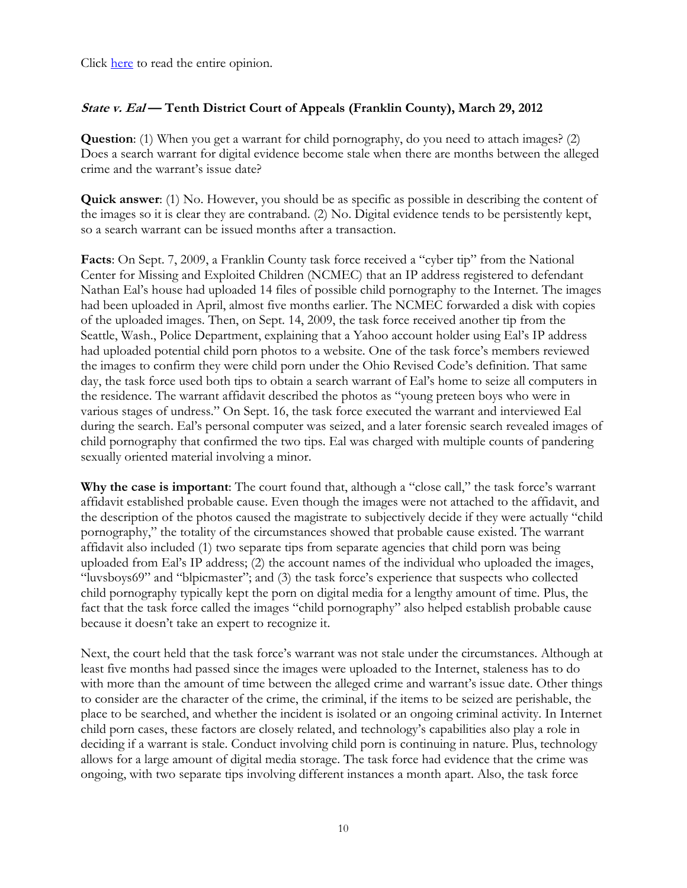Click here to read the entire opinion.

## *State v. Eal* — Tenth District Court of Appeals (Franklin County), March 29, 2012

**Question**: (1) When you get a warrant for child pornography, do you need to attach images? (2) Does a search warrant for digital evidence become stale when there are months between the alleged crime and the warrant's issue date?

**Quick answer**: (1) No. However, you should be as specific as possible in describing the content of the images so it is clear they are contraband. (2) No. Digital evidence tends to be persistently kept, so a search warrant can be issued months after a transaction.

**Facts**: On Sept. 7, 2009, a Franklin County task force received a "cyber tip" from the National Center for Missing and Exploited Children (NCMEC) that an IP address registered to defendant Nathan Eal's house had uploaded 14 files of possible child pornography to the Internet. The images had been uploaded in April, almost five months earlier. The NCMEC forwarded a disk with copies of the uploaded images. Then, on Sept. 14, 2009, the task force received another tip from the Seattle, Wash., Police Department, explaining that a Yahoo account holder using Eal's IP address had uploaded potential child porn photos to a website. One of the task force's members reviewed the images to confirm they were child porn under the Ohio Revised Code's definition. That same day, the task force used both tips to obtain a search warrant of Eal's home to seize all computers in the residence. The warrant affidavit described the photos as "young preteen boys who were in various stages of undress." On Sept. 16, the task force executed the warrant and interviewed Eal during the search. Eal's personal computer was seized, and a later forensic search revealed images of child pornography that confirmed the two tips. Eal was charged with multiple counts of pandering sexually oriented material involving a minor.

**Why the case is important**: The court found that, although a "close call," the task force's warrant affidavit established probable cause. Even though the images were not attached to the affidavit, and the description of the photos caused the magistrate to subjectively decide if they were actually "child pornography," the totality of the circumstances showed that probable cause existed. The warrant affidavit also included (1) two separate tips from separate agencies that child porn was being uploaded from Eal's IP address; (2) the account names of the individual who uploaded the images, "luvsboys69" and "blpicmaster"; and (3) the task force's experience that suspects who collected child pornography typically kept the porn on digital media for a lengthy amount of time. Plus, the fact that the task force called the images "child pornography" also helped establish probable cause because it doesn't take an expert to recognize it.

Next, the court held that the task force's warrant was not stale under the circumstances. Although at least five months had passed since the images were uploaded to the Internet, staleness has to do with more than the amount of time between the alleged crime and warrant's issue date. Other things to consider are the character of the crime, the criminal, if the items to be seized are perishable, the place to be searched, and whether the incident is isolated or an ongoing criminal activity. In Internet child porn cases, these factors are closely related, and technology's capabilities also play a role in deciding if a warrant is stale. Conduct involving child porn is continuing in nature. Plus, technology allows for a large amount of digital media storage. The task force had evidence that the crime was ongoing, with two separate tips involving different instances a month apart. Also, the task force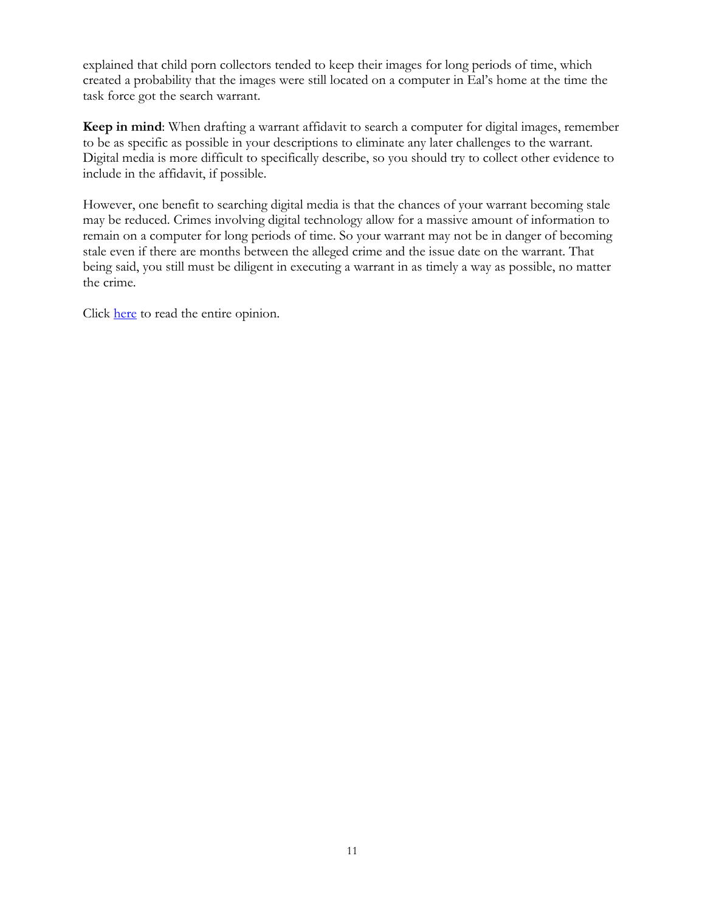explained that child porn collectors tended to keep their images for long periods of time, which created a probability that the images were still located on a computer in Eal's home at the time the task force got the search warrant.

**Keep in mind**: When drafting a warrant affidavit to search a computer for digital images, remember to be as specific as possible in your descriptions to eliminate any later challenges to the warrant. Digital media is more difficult to specifically describe, so you should try to collect other evidence to include in the affidavit, if possible.

However, one benefit to searching digital media is that the chances of your warrant becoming stale may be reduced. Crimes involving digital technology allow for a massive amount of information to remain on a computer for long periods of time. So your warrant may not be in danger of becoming stale even if there are months between the alleged crime and the issue date on the warrant. That being said, you still must be diligent in executing a warrant in as timely a way as possible, no matter the crime.

Click here to read the entire opinion.